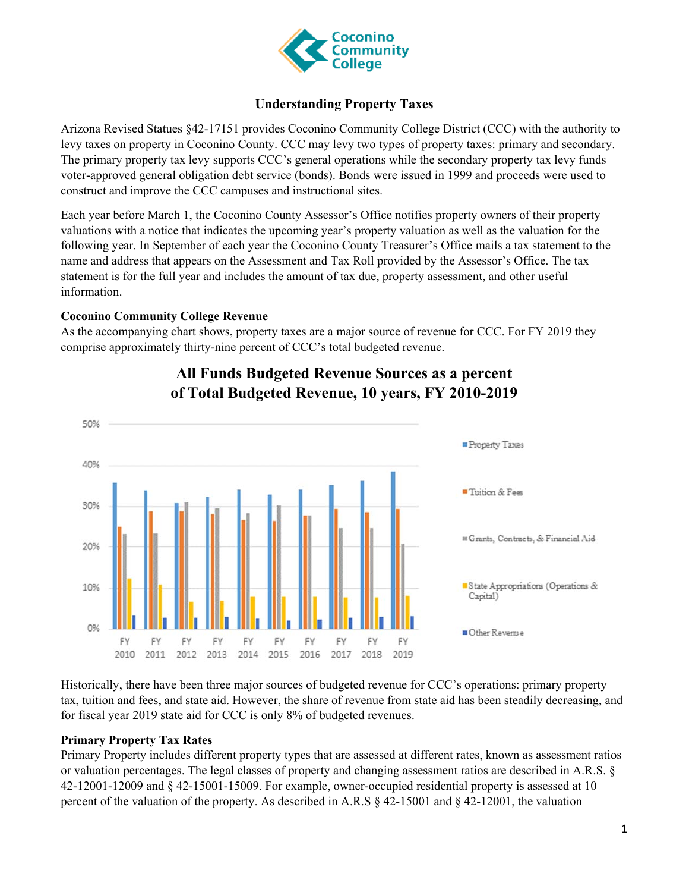# Understanding Property Taxes

Arizona Revised Statues §42-17151 provides Coconino Community College District (CCC) with the authority to levy taxes on property in Coconino County. CCC may levy two types of property taxes: primary and secondary. The primary property tax levy supports CCC's general operations while the secondary property tax levy funds voter-approved general obligation debt service (bonds). Bonds were issued in 1999 and proceeds were used to construct and improve the CCC campuses and instructional sites.

Each year before March 1, the Coconino County Assessor's Office notifies property owners of their property valuations with a notice that indicates the upcoming year's property valuation as well as the valuation for the following year. In September of each year the Coconino County Treasurer's Office mails a tax statement to the name and address that appears on the Assessment and Tax Roll provided by the Assessor's Office. The tax statement is for the full year and includes the amount of tax due, property assessment, and other useful information.

### Coconino Community College Revenue

As the accompanying chart shows, property taxes are a major source of revenue for CCC. For FY 2019 they comprise approximately thirty-nine percent of CCC's total budgeted revenue.

**All Funds Budgeted Revenue Sources as a percent of Total Budgeted Revenue, 10 years, FY 2010-2019**

Historically, there have been three major sources of budgeted revenue for CCC's operations: primary property tax, tuition and fees, and state aid. However, the share of revenue from state aid has been steadily decreasing, and for fiscal year 2019 state aid for CCC is only 8% of budgeted revenues.

### Primary Property Tax Rates

Primary Property includes different property types that are assessed at different rates, known as assessment ratios or valuation percentages. The legal classes of property and changing assessment ratios are described in A.R.S. § 42-12001-12009 and § 42-15001-15009. For example, owner-occupied residential property is assessed at 10 percent of the valuation of the property. As described in A.R.S § 42-15001 and § 42-12001, the valuation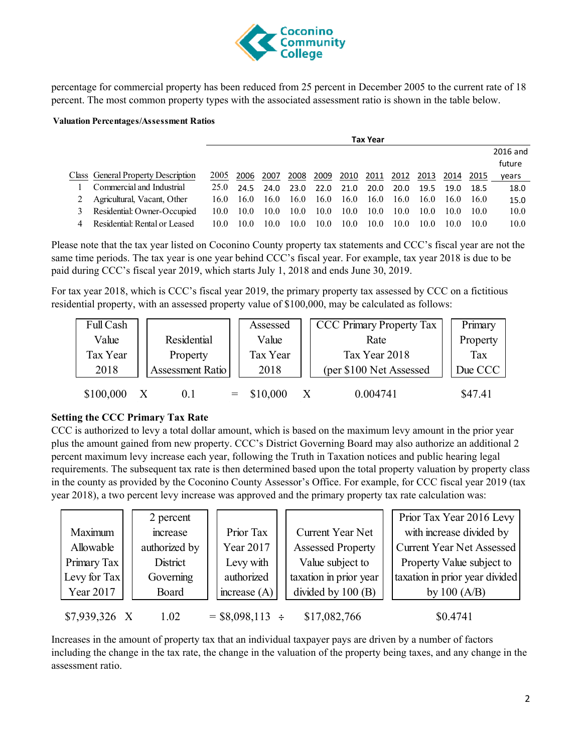percentage for commercial property has been reduced from 25 percent in December 2005 to the current rate of 18 percent. The most common property types with the associated assessment ratio is shown in the table below.

**Valuation Percentages/Assessment Ratios**

| | | Tax Year | | | | | | | | | | | |
|---|---|---|---|---|---|---|---|---|---|---|---|---|---|
| Class | General Property Description | 2005 | 2006 | 2007 | 2008 | 2009 | 2010 | 2011 | 2012 | 2013 | 2014 | 2015 | 2016 and future years |
| 1 | Commercial and Industrial | 25.0 | 24.5 | 24.0 | 23.0 | 22.0 | 21.0 | 20.0 | 20.0 | 19.5 | 19.0 | 18.5 | 18.0 |
| 2 | Agricultural, Vacant, Other | 16.0 | 16.0 | 16.0 | 16.0 | 16.0 | 16.0 | 16.0 | 16.0 | 16.0 | 16.0 | 16.0 | 15.0 |
| 3 | Residential: Owner-Occupied | 10.0 | 10.0 | 10.0 | 10.0 | 10.0 | 10.0 | 10.0 | 10.0 | 10.0 | 10.0 | 10.0 | 10.0 |
| 4 | Residential: Rental or Leased | 10.0 | 10.0 | 10.0 | 10.0 | 10.0 | 10.0 | 10.0 | 10.0 | 10.0 | 10.0 | 10.0 | 10.0 |

Please note that the tax year listed on Coconino County property tax statements and CCC's fiscal year are not the same time periods. The tax year is one year behind CCC's fiscal year. For example, tax year 2018 is due to be paid during CCC's fiscal year 2019, which starts July 1, 2018 and ends June 30, 2019.

For tax year 2018, which is CCC's fiscal year 2019, the primary property tax assessed by CCC on a fictitious residential property, with an assessed property value of $100,000, may be calculated as follows:

| Full Cash Value Tax Year 2018 | | Residential Property Assessment Ratio | | Assessed Value Tax Year 2018 | | CCC Primary Property Tax Rate Tax Year 2018 (per $100 Net Assessed | Primary Property Tax Due CCC |
|---|---|---|---|---|---|---|---|
| $100,000 | X | 0.1 | = | $10,000 | X | 0.004741 | $47.41 |

**Setting the CCC Primary Tax Rate**

CCC is authorized to levy a total dollar amount, which is based on the maximum levy amount in the prior year plus the amount gained from new property. CCC's District Governing Board may also authorize an additional 2 percent maximum levy increase each year, following the Truth in Taxation notices and public hearing legal requirements. The subsequent tax rate is then determined based upon the total property valuation by property class in the county as provided by the Coconino County Assessor's Office. For example, for CCC fiscal year 2019 (tax year 2018), a two percent levy increase was approved and the primary property tax rate calculation was:

| Maximum Allowable Primary Tax Levy for Tax Year 2017 | | 2 percent increase authorized by District Governing Board | | Prior Tax Year 2017 Levy with authorized increase (A) | | Current Year Net Assessed Property Value subject to taxation in prior year divided by 100 (B) | Prior Tax Year 2016 Levy with increase divided by Current Year Net Assessed Property Value subject to taxation in prior year divided by 100 (A/B) |
|---|---|---|---|---|---|---|---|
| $7,939,326 | X | 1.02 | = | $8,098,113 | ÷ | $17,082,766 | $0.4741 |

Increases in the amount of property tax that an individual taxpayer pays are driven by a number of factors including the change in the tax rate, the change in the valuation of the property being taxes, and any change in the assessment ratio.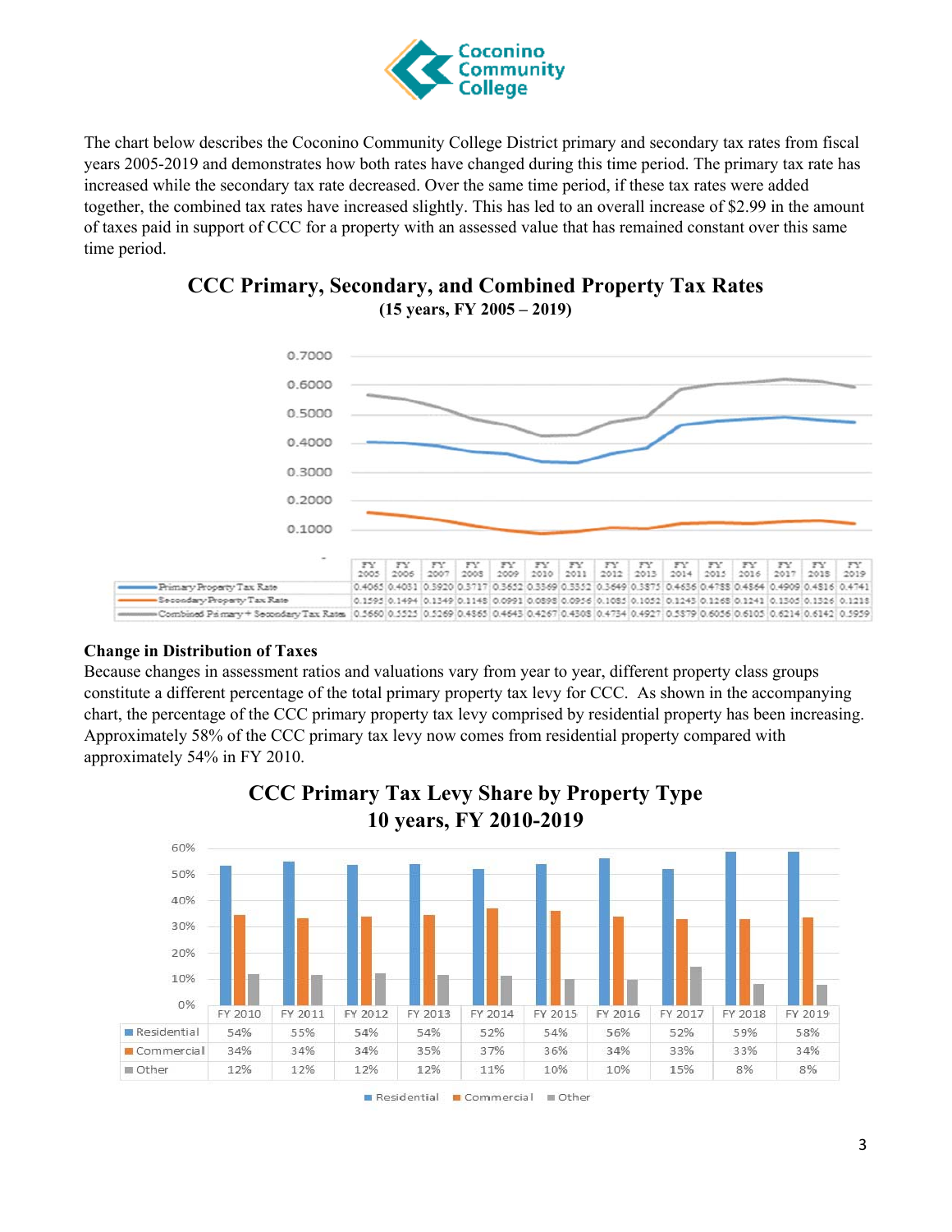The chart below describes the Coconino Community College District primary and secondary tax rates from fiscal years 2005-2019 and demonstrates how both rates have changed during this time period. The primary tax rate has increased while the secondary tax rate decreased. Over the same time period, if these tax rates were added together, the combined tax rates have increased slightly. This has led to an overall increase of $2.99 in the amount of taxes paid in support of CCC for a property with an assessed value that has remained constant over this same time period.

## CCC Primary, Secondary, and Combined Property Tax Rates

**(15 years, FY 2005 – 2019)**

| | FY 2005 | FY 2006 | FY 2007 | FY 2008 | FY 2009 | FY 2010 | FY 2011 | FY 2012 | FY 2013 | FY 2014 | FY 2015 | FY 2016 | FY 2017 | FY 2018 | FY 2019 |
|---|---|---|---|---|---|---|---|---|---|---|---|---|---|---|---|
| Primary Property Tax Rate | 0.4065 | 0.4031 | 0.3920 | 0.3717 | 0.3652 | 0.3369 | 0.3352 | 0.3649 | 0.3875 | 0.4636 | 0.4788 | 0.4864 | 0.4909 | 0.4816 | 0.4741 |
| Secondary Property Tax Rate | 0.1595 | 0.1494 | 0.1349 | 0.1148 | 0.0991 | 0.0898 | 0.0956 | 0.1085 | 0.1052 | 0.1243 | 0.1268 | 0.1241 | 0.1305 | 0.1326 | 0.1218 |
| Combined Primary + Secondary Tax Rates | 0.5660 | 0.5525 | 0.5269 | 0.4865 | 0.4643 | 0.4267 | 0.4308 | 0.4734 | 0.4927 | 0.5879 | 0.6056 | 0.6105 | 0.6214 | 0.6142 | 0.5959 |

### Change in Distribution of Taxes

Because changes in assessment ratios and valuations vary from year to year, different property class groups constitute a different percentage of the total primary property tax levy for CCC. As shown in the accompanying chart, the percentage of the CCC primary property tax levy comprised by residential property has been increasing. Approximately 58% of the CCC primary tax levy now comes from residential property compared with approximately 54% in FY 2010.

## CCC Primary Tax Levy Share by Property Type

**10 years, FY 2010-2019**

| | FY 2010 | FY 2011 | FY 2012 | FY 2013 | FY 2014 | FY 2015 | FY 2016 | FY 2017 | FY 2018 | FY 2019 |
|---|---|---|---|---|---|---|---|---|---|---|
| Residential | 54% | 55% | 54% | 54% | 52% | 54% | 56% | 52% | 59% | 58% |
| Commercial | 34% | 34% | 34% | 35% | 37% | 36% | 34% | 33% | 33% | 34% |
| Other | 12% | 12% | 12% | 12% | 11% | 10% | 10% | 15% | 8% | 8% |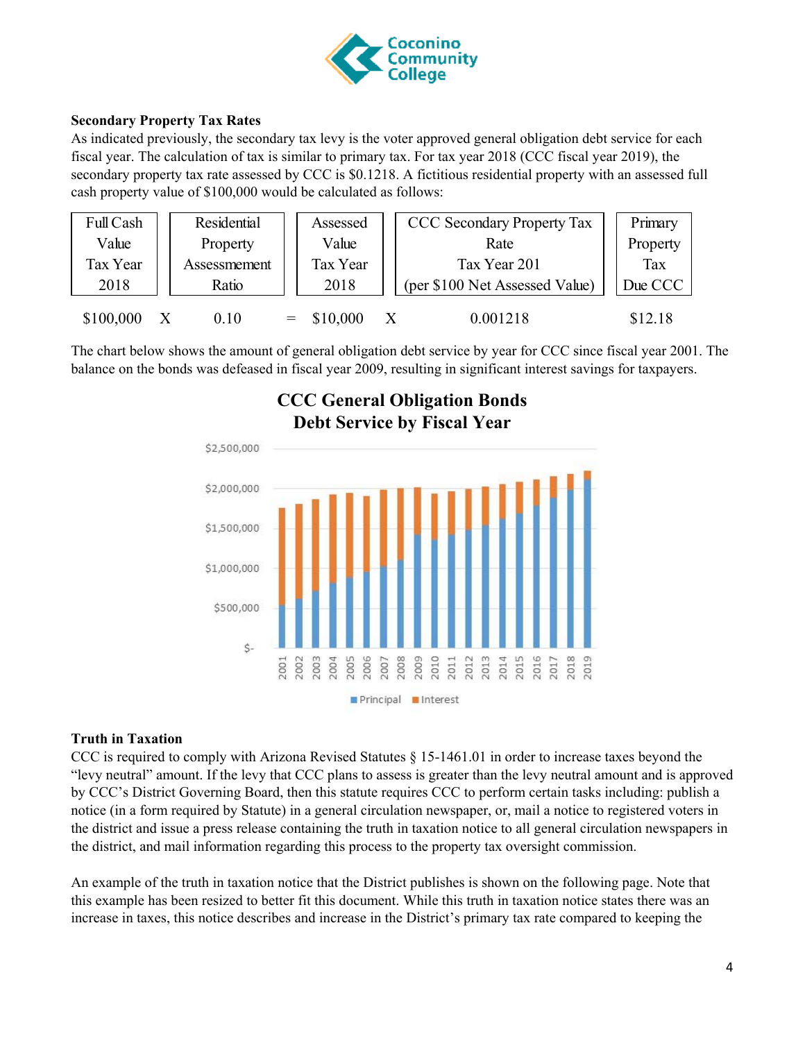### Secondary Property Tax Rates

As indicated previously, the secondary tax levy is the voter approved general obligation debt service for each fiscal year. The calculation of tax is similar to primary tax. For tax year 2018 (CCC fiscal year 2019), the secondary property tax rate assessed by CCC is $0.1218. A fictitious residential property with an assessed full cash property value of $100,000 would be calculated as follows:

| Full Cash Value Tax Year 2018 | | Residential Property Assessment Ratio | | Assessed Value Tax Year 2018 | | CCC Secondary Property Tax Rate Tax Year 201 (per $100 Net Assessed Value) | Primary Property Tax Due CCC |
|---|---|---|---|---|---|---|---|
| $100,000 | X | 0.10 | = | $10,000 | X | 0.001218 | $12.18 |

The chart below shows the amount of general obligation debt service by year for CCC since fiscal year 2001. The balance on the bonds was defeased in fiscal year 2009, resulting in significant interest savings for taxpayers.

**CCC General Obligation Bonds Debt Service by Fiscal Year**

### Truth in Taxation

CCC is required to comply with Arizona Revised Statutes § 15-1461.01 in order to increase taxes beyond the "levy neutral" amount. If the levy that CCC plans to assess is greater than the levy neutral amount and is approved by CCC's District Governing Board, then this statute requires CCC to perform certain tasks including: publish a notice (in a form required by Statute) in a general circulation newspaper, or, mail a notice to registered voters in the district and issue a press release containing the truth in taxation notice to all general circulation newspapers in the district, and mail information regarding this process to the property tax oversight commission.

An example of the truth in taxation notice that the District publishes is shown on the following page. Note that this example has been resized to better fit this document. While this truth in taxation notice states there was an increase in taxes, this notice describes and increase in the District's primary tax rate compared to keeping the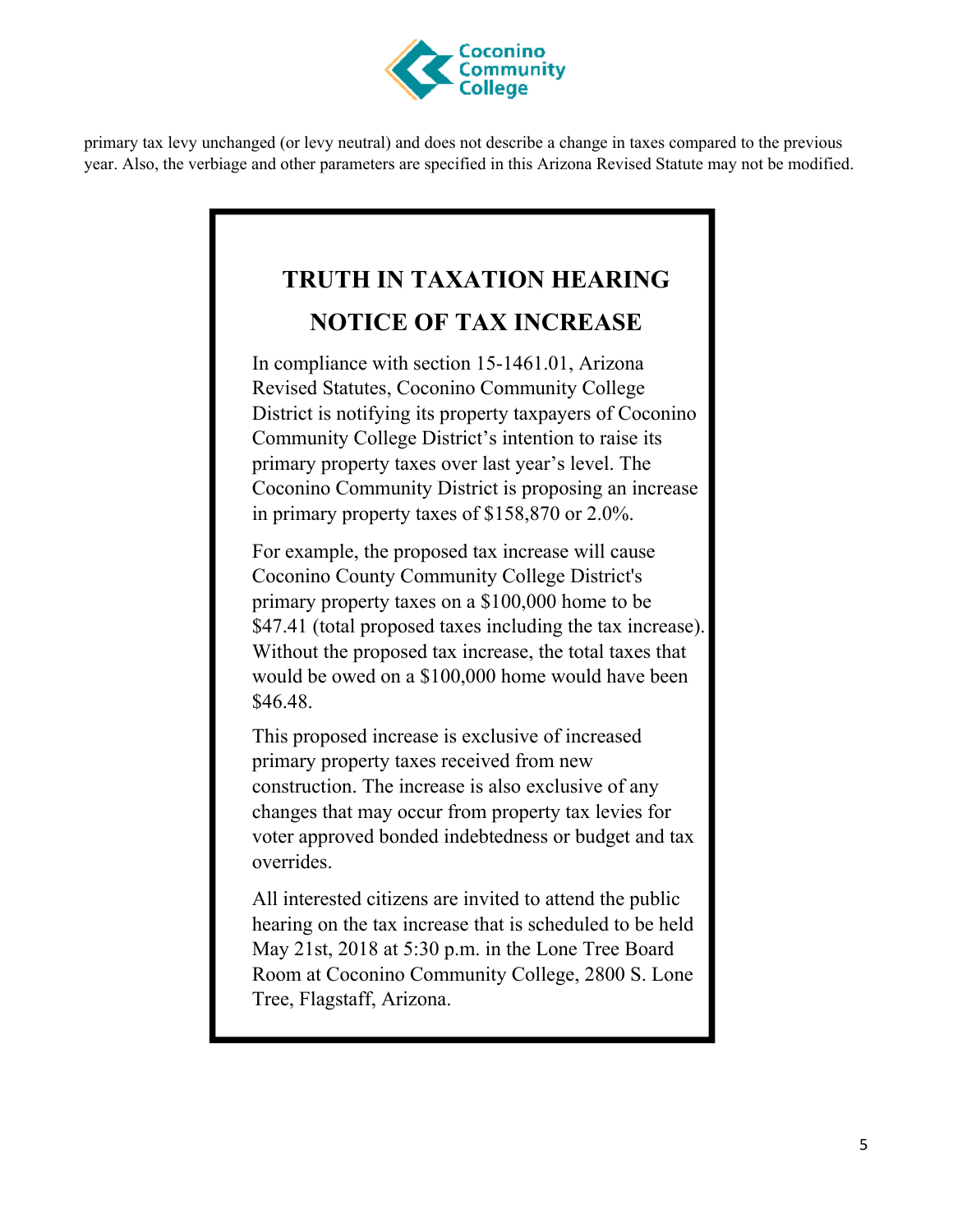primary tax levy unchanged (or levy neutral) and does not describe a change in taxes compared to the previous year. Also, the verbiage and other parameters are specified in this Arizona Revised Statute may not be modified.

## TRUTH IN TAXATION HEARING

## NOTICE OF TAX INCREASE

In compliance with section 15-1461.01, Arizona Revised Statutes, Coconino Community College District is notifying its property taxpayers of Coconino Community College District's intention to raise its primary property taxes over last year's level. The Coconino Community District is proposing an increase in primary property taxes of $158,870 or 2.0%.

For example, the proposed tax increase will cause Coconino County Community College District's primary property taxes on a $100,000 home to be $47.41 (total proposed taxes including the tax increase). Without the proposed tax increase, the total taxes that would be owed on a $100,000 home would have been $46.48.

This proposed increase is exclusive of increased primary property taxes received from new construction. The increase is also exclusive of any changes that may occur from property tax levies for voter approved bonded indebtedness or budget and tax overrides.

All interested citizens are invited to attend the public hearing on the tax increase that is scheduled to be held May 21st, 2018 at 5:30 p.m. in the Lone Tree Board Room at Coconino Community College, 2800 S. Lone Tree, Flagstaff, Arizona.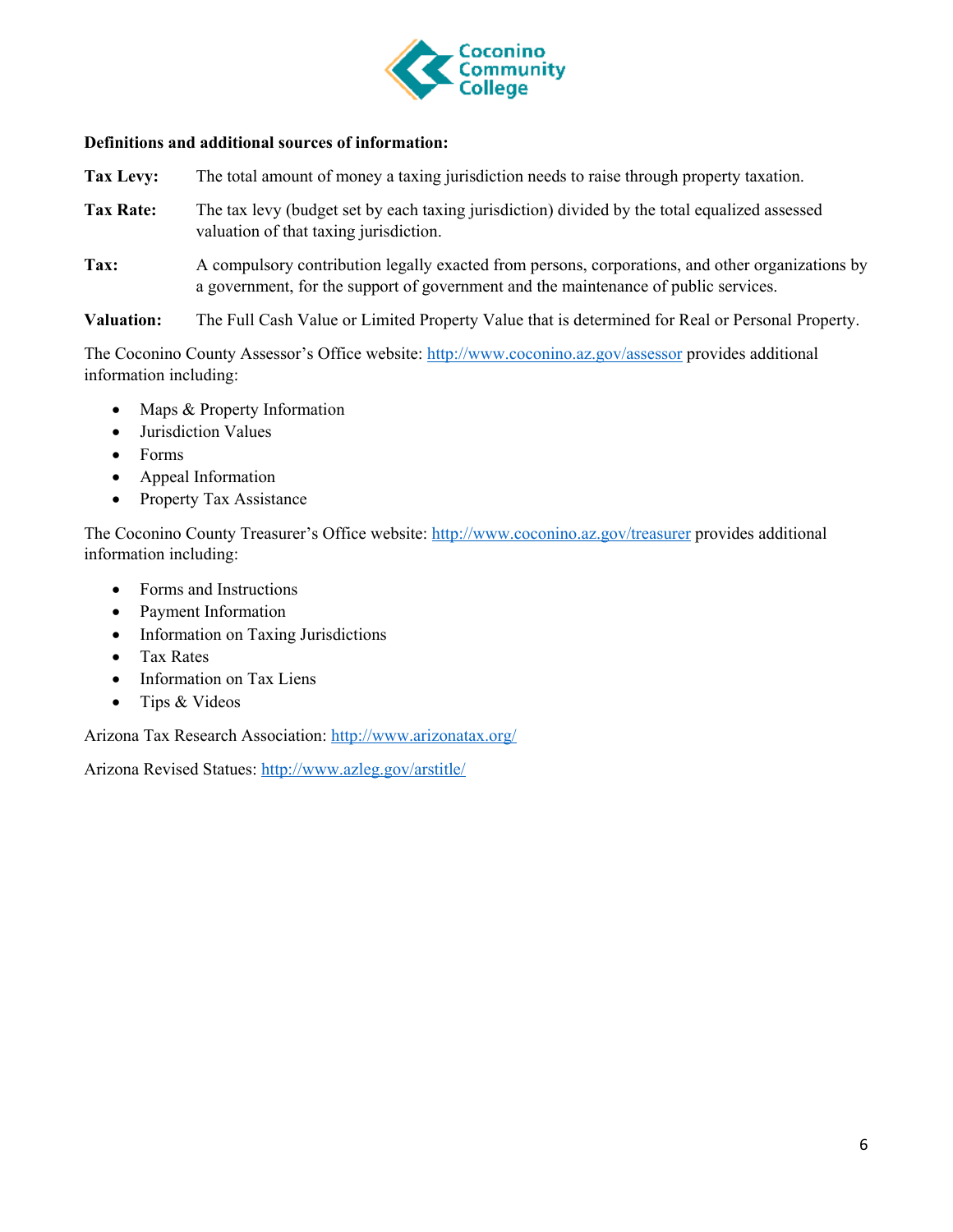**Definitions and additional sources of information:**

**Tax Levy:** The total amount of money a taxing jurisdiction needs to raise through property taxation.

**Tax Rate:** The tax levy (budget set by each taxing jurisdiction) divided by the total equalized assessed valuation of that taxing jurisdiction.

**Tax:** A compulsory contribution legally exacted from persons, corporations, and other organizations by a government, for the support of government and the maintenance of public services.

**Valuation:** The Full Cash Value or Limited Property Value that is determined for Real or Personal Property.

The Coconino County Assessor's Office website: [http://www.coconino.az.gov/assessor](http://www.coconino.az.gov/assessor) provides additional information including:

- Maps & Property Information
- Jurisdiction Values
- Forms
- Appeal Information
- Property Tax Assistance

The Coconino County Treasurer's Office website: [http://www.coconino.az.gov/treasurer](http://www.coconino.az.gov/treasurer) provides additional information including:

- Forms and Instructions
- Payment Information
- Information on Taxing Jurisdictions
- Tax Rates
- Information on Tax Liens
- Tips & Videos

Arizona Tax Research Association: [http://www.arizonatax.org/](http://www.arizonatax.org/)

Arizona Revised Statues: [http://www.azleg.gov/arstitle/](http://www.azleg.gov/arstitle/)